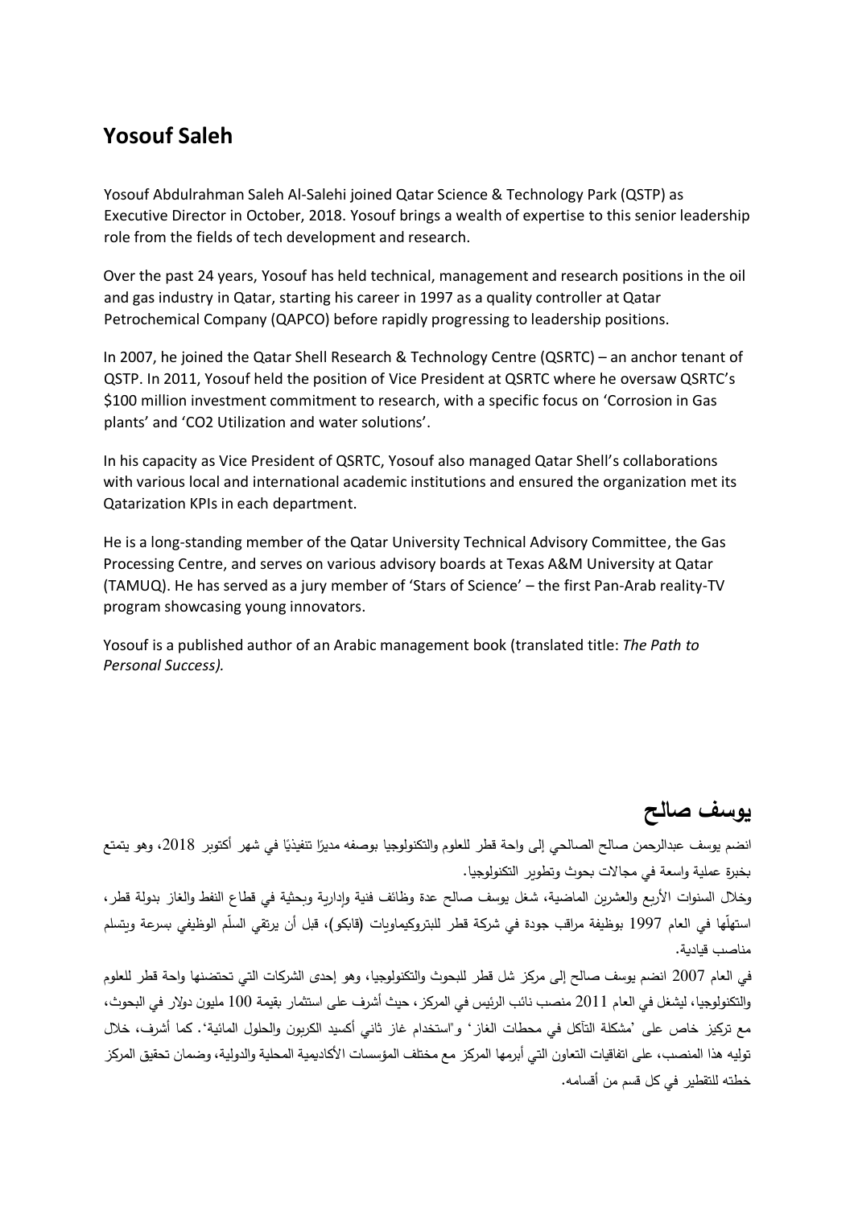# Yosouf Saleh

Yosouf Abdulrahman Saleh Al-Salehi joined Qatar Science & Technology Park (QSTP) as Executive Director in October, 2018. Yosouf brings a wealth of expertise to this senior leadership role from the fields of tech development and research.

Over the past 24 years, Yosouf has held technical, management and research positions in the oil and gas industry in Qatar, starting his career in 1997 as a quality controller at Qatar Petrochemical Company (QAPCO) before rapidly progressing to leadership positions.

In 2007, he joined the Qatar Shell Research & Technology Centre (QSRTC) – an anchor tenant of QSTP. In 2011, Yosouf held the position of Vice President at QSRTC where he oversaw QSRTC's $100 million investment commitment to research, with a specific focus on 'Corrosion in Gas plants' and 'CO2 Utilization and water solutions'.

In his capacity as Vice President of QSRTC, Yosouf also managed Qatar Shell's collaborations with various local and international academic institutions and ensured the organization met its Qatarization KPIs in each department.

He is a long-standing member of the Qatar University Technical Advisory Committee, the Gas Processing Centre, and serves on various advisory boards at Texas A&M University at Qatar (TAMUQ). He has served as a jury member of 'Stars of Science' – the first Pan-Arab reality-TV program showcasing young innovators.

Yosouf is a published author of an Arabic management book (translated title: *The Path to Personal Success).*

# يوسف صالح

انضم يوسف عبدالرحمن صالح الصالحي إلى واحة قطر للعلوم والتكنولوجيا بوصفه مديرًا تنفيذيًا في شهر أكتوبر 2018، وهو يتمتع بخبرة عملية واسعة في مجالات بحوث وتطوير التكنولوجيا.

وخلال السنوات الأربع والعشرين الماضية، شغل يوسف صالح عدة وظائف فنية وإدارية وبحثية في قطاع النفط والغاز بدولة قطر، استهلّها في العام 1997 بوظيفة مراقب جودة في شركة قطر للبتروكيماويات (قابكو)، قبل أن يرتقي السلّم الوظيفي بسرعة ويتسلم مناصب قيادية.

في العام 2007 انضم يوسف صالح إلى مركز شل قطر للبحوث والتكنولوجيا، وهو إحدى الشركات التي تحتضنها واحة قطر للعلوم والتكنولوجيا، ليشغل في العام 2011 منصب نائب الرئيس في المركز، حيث أشرف على استثمار بقيمة 100 مليون دولار في البحوث، مع تركيز خاص على 'مشكلة التآكل في محطات الغاز' و"استخدام غاز ثاني أكسيد الكربون والحلول المائية'. كما أشرف، خلال توليه هذا المنصب، على اتفاقيات التعاون التي أبرمها المركز مع مختلف المؤسسات الأكاديمية المحلية والدولية، وضمان تحقيق المركز خطته للتقطير في كل قسم من أقسامه.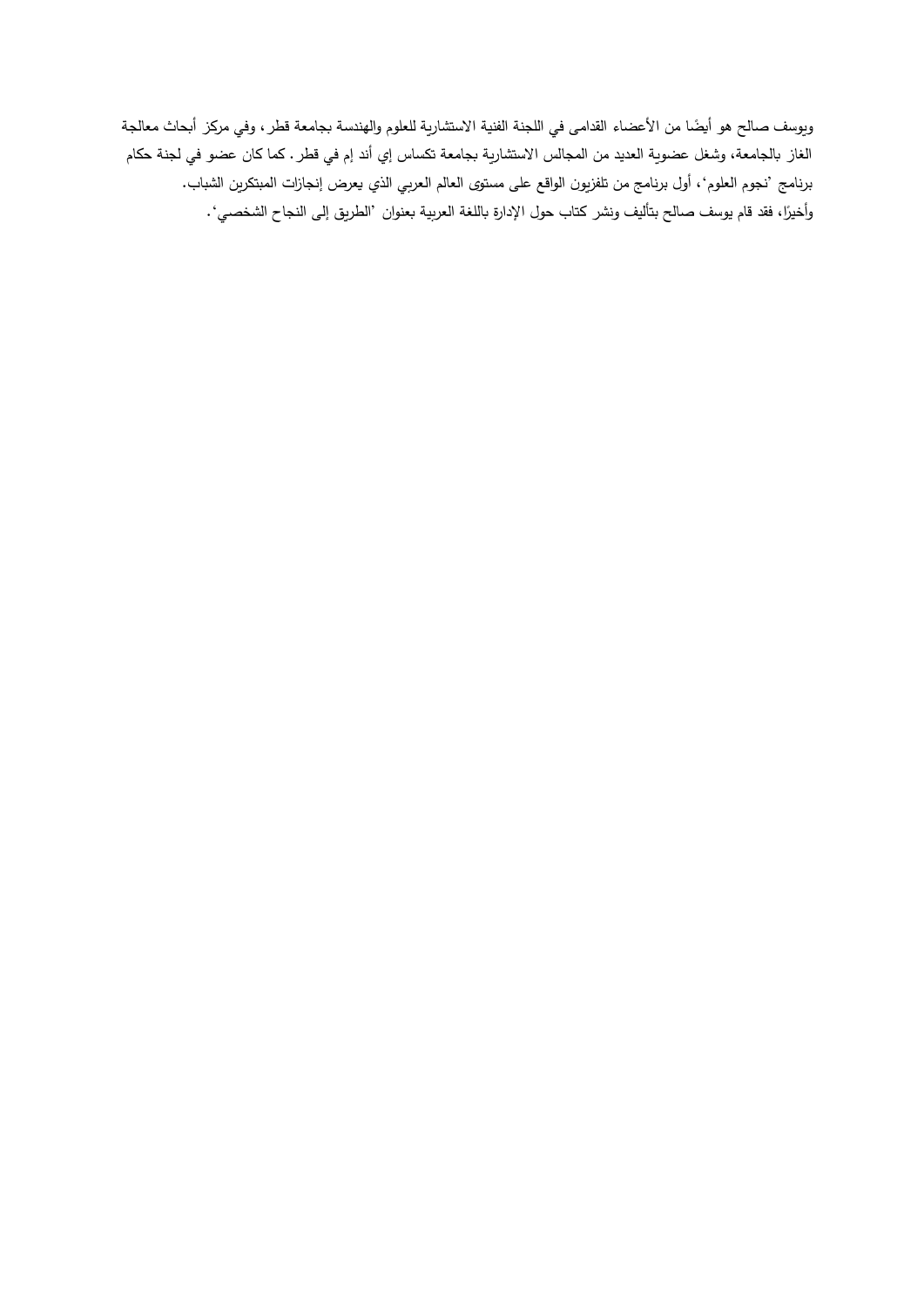ويوسف صالح هو أيضًا من الأعضاء القدامى في اللجنة الفنية الاستشارية للعلوم والهندسة بجامعة قطر، وفي مركز أبحاث معالجة الغاز بالجامعة، وشغل عضوية العديد من المجالس الاستشارية بجامعة تكساس إي أند إم في قطر. كما كان عضو في لجنة حكام برنامج 'نجوم العلوم'، أول برنامج من تلفزيون الواقع على مستوى العالم العربي الذي يعرض إنجازات المبتكرين الشباب.

وأخيرًا، فقد قام يوسف صالح بتأليف ونشر كتاب حول الإدارة باللغة العربية بعنوان 'الطريق إلى النجاح الشخصي'.